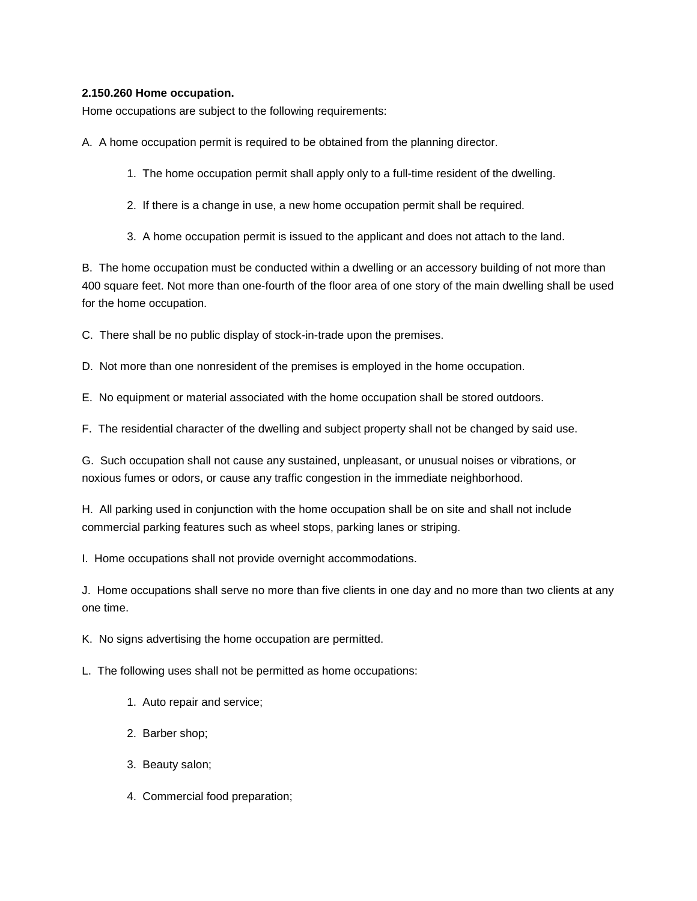**2.150.260 Home occupation.**

Home occupations are subject to the following requirements:

A. A home occupation permit is required to be obtained from the planning director.

1. The home occupation permit shall apply only to a full-time resident of the dwelling.
2. If there is a change in use, a new home occupation permit shall be required.
3. A home occupation permit is issued to the applicant and does not attach to the land.

B. The home occupation must be conducted within a dwelling or an accessory building of not more than 400 square feet. Not more than one-fourth of the floor area of one story of the main dwelling shall be used for the home occupation.

C. There shall be no public display of stock-in-trade upon the premises.

D. Not more than one nonresident of the premises is employed in the home occupation.

E. No equipment or material associated with the home occupation shall be stored outdoors.

F. The residential character of the dwelling and subject property shall not be changed by said use.

G. Such occupation shall not cause any sustained, unpleasant, or unusual noises or vibrations, or noxious fumes or odors, or cause any traffic congestion in the immediate neighborhood.

H. All parking used in conjunction with the home occupation shall be on site and shall not include commercial parking features such as wheel stops, parking lanes or striping.

I. Home occupations shall not provide overnight accommodations.

J. Home occupations shall serve no more than five clients in one day and no more than two clients at any one time.

K. No signs advertising the home occupation are permitted.

L. The following uses shall not be permitted as home occupations:

1. Auto repair and service;
2. Barber shop;
3. Beauty salon;
4. Commercial food preparation;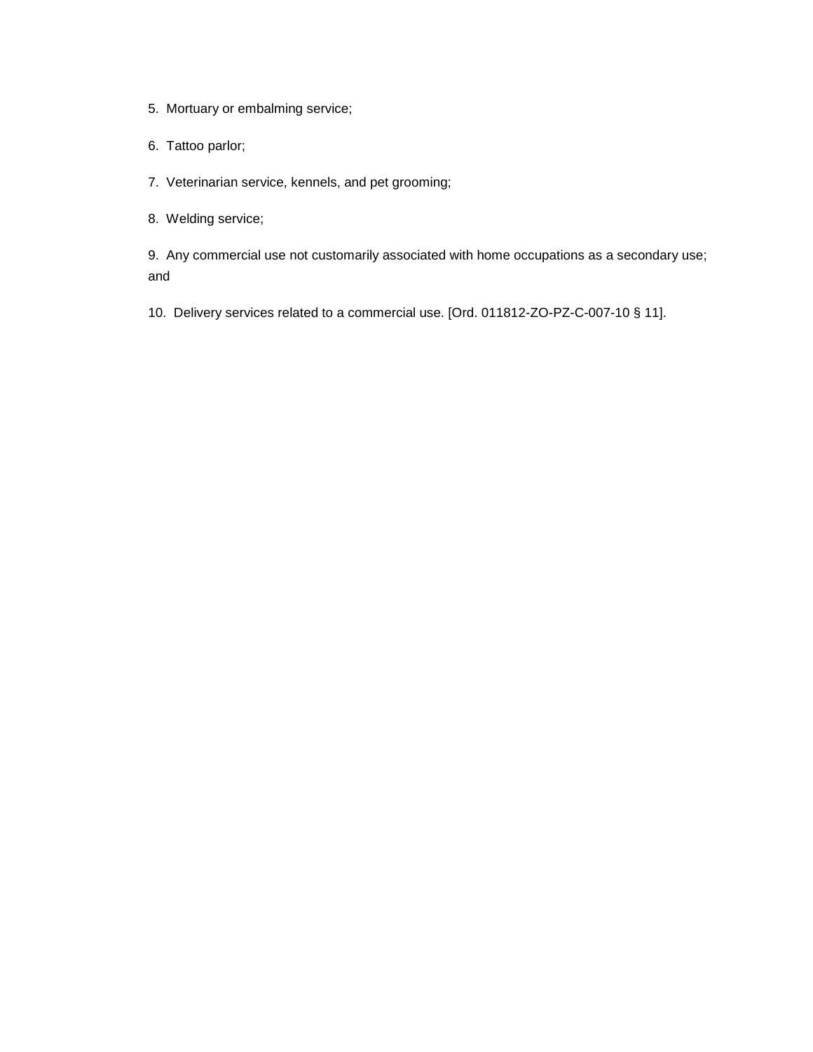5. Mortuary or embalming service;

6. Tattoo parlor;

7. Veterinarian service, kennels, and pet grooming;

8. Welding service;

9. Any commercial use not customarily associated with home occupations as a secondary use; and

10. Delivery services related to a commercial use. [Ord. 011812-ZO-PZ-C-007-10 § 11].